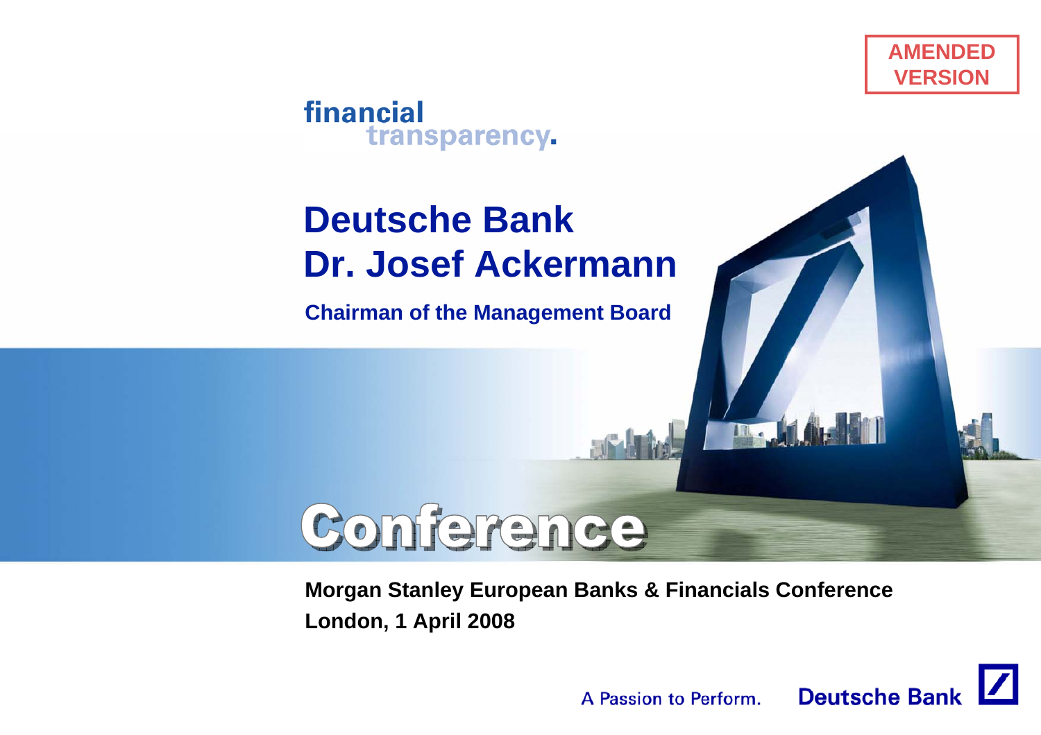AMENDED VERSION

financial transparency.

# Deutsche Bank
# Dr. Josef Ackermann

**Chairman of the Management Board**

Conference

**Morgan Stanley European Banks & Financials Conference**
**London, 1 April 2008**

A Passion to Perform. Deutsche Bank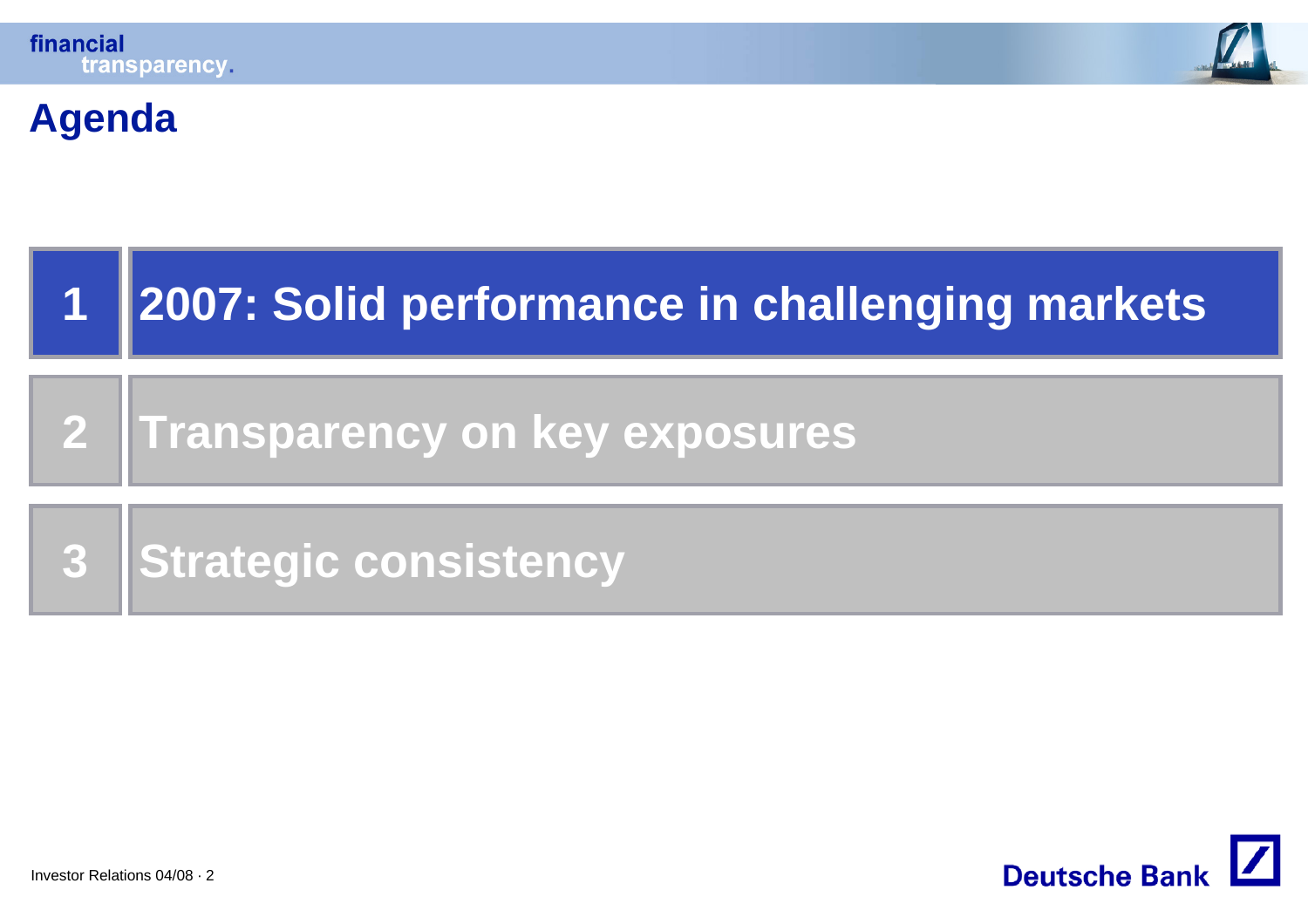# Agenda

1. 2007: Solid performance in challenging markets
2. Transparency on key exposures
3. Strategic consistency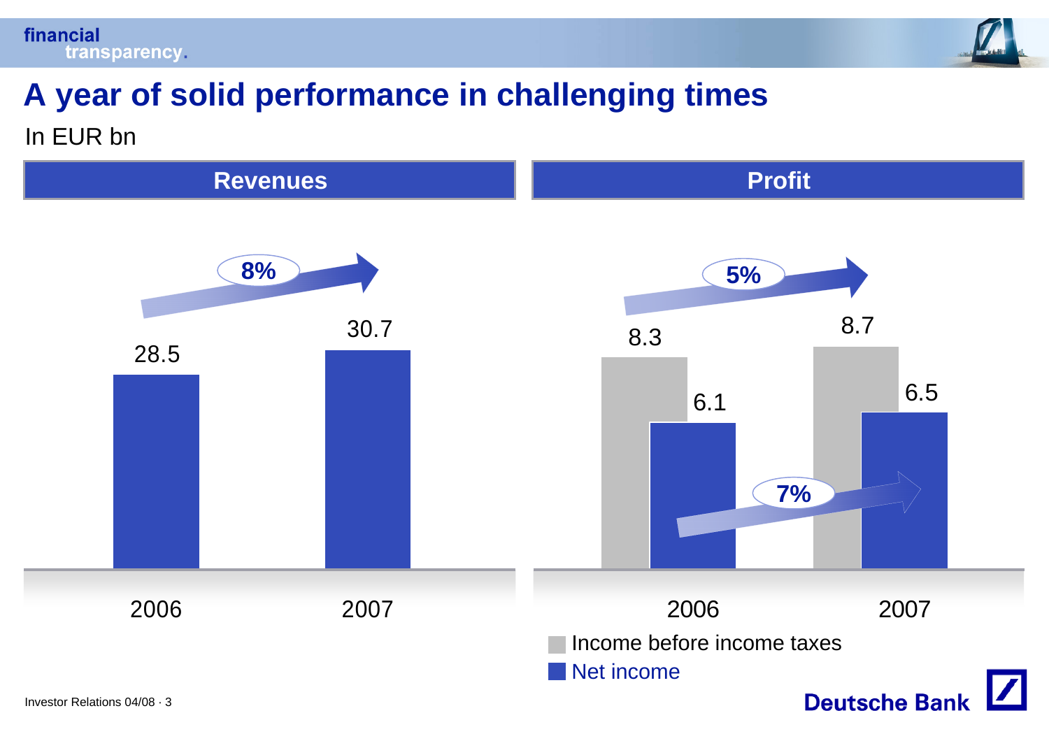# A year of solid performance in challenging times

In EUR bn

## Revenues

| | 2006 | 2007 |
|---|---|---|
| Revenues | 28.5 | 30.7 |

Growth: 8%

## Profit

| | 2006 | 2007 |
|---|---|---|
| Income before income taxes | 8.3 | 8.7 |
| Net income | 6.1 | 6.5 |

Growth: Income before income taxes 5%; Net income 7%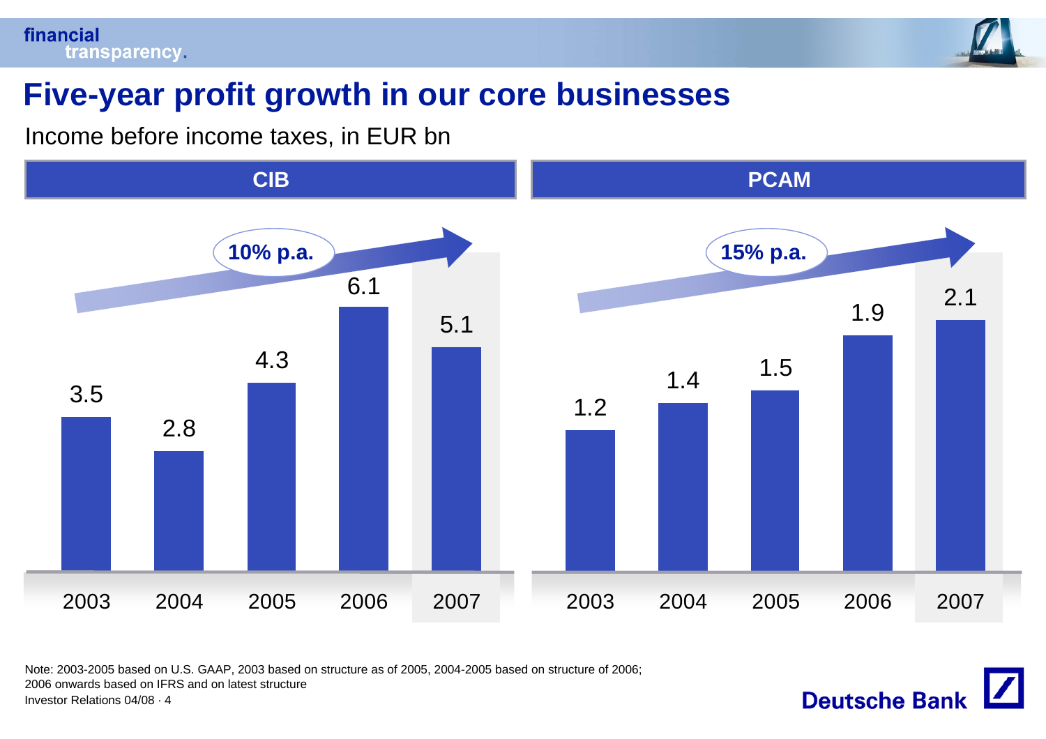# Five-year profit growth in our core businesses

Income before income taxes, in EUR bn

**CIB** — 10% p.a.

| 2003 | 2004 | 2005 | 2006 | 2007 |
|---|---|---|---|---|
| 3.5 | 2.8 | 4.3 | 6.1 | 5.1 |

**PCAM** — 15% p.a.

| 2003 | 2004 | 2005 | 2006 | 2007 |
|---|---|---|---|---|
| 1.2 | 1.4 | 1.5 | 1.9 | 2.1 |

Note: 2003-2005 based on U.S. GAAP, 2003 based on structure as of 2005, 2004-2005 based on structure of 2006; 2006 onwards based on IFRS and on latest structure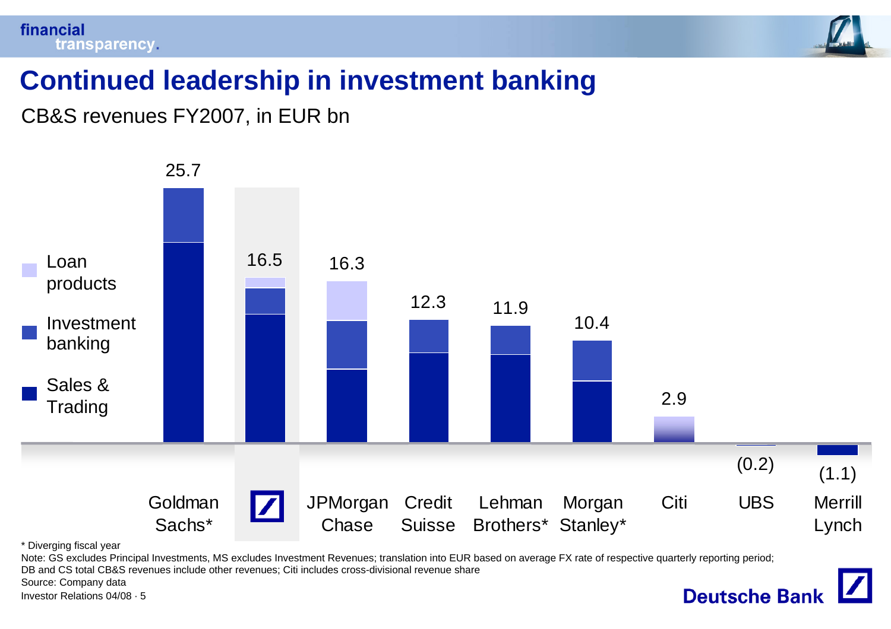# Continued leadership in investment banking

CB&S revenues FY2007, in EUR bn

| | Goldman Sachs* | Deutsche Bank | JPMorgan Chase | Credit Suisse | Lehman Brothers* | Morgan Stanley* | Citi | UBS | Merrill Lynch |
|---|---|---|---|---|---|---|---|---|---|
| Total | 25.7 | 16.5 | 16.3 | 12.3 | 11.9 | 10.4 | 2.9 | (0.2) | (1.1) |

Legend: Loan products; Investment banking; Sales & Trading

\* Diverging fiscal year

Note: GS excludes Principal Investments, MS excludes Investment Revenues; translation into EUR based on average FX rate of respective quarterly reporting period; DB and CS total CB&S revenues include other revenues; Citi includes cross-divisional revenue share

Source: Company data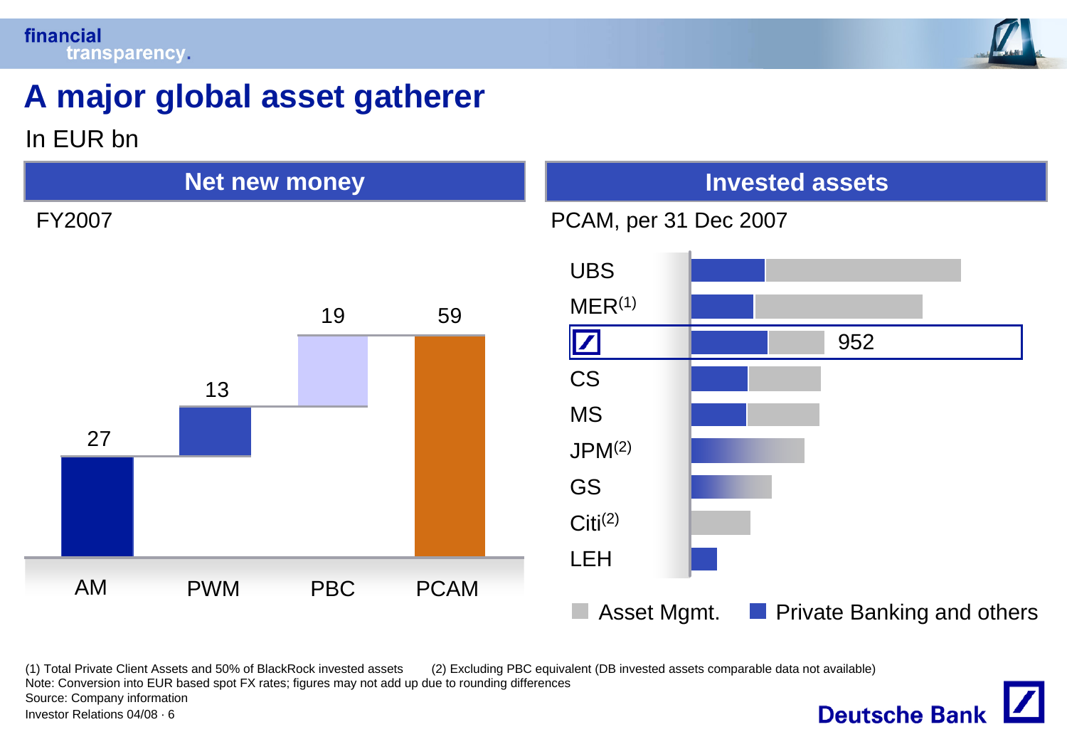# A major global asset gatherer

In EUR bn

## Net new money

FY2007

| AM | PWM | PBC | PCAM |
|---|---|---|---|
| 27 | 13 | 19 | 59 |

## Invested assets

PCAM, per 31 Dec 2007

- UBS
- MER(1)
- Deutsche Bank: 952
- CS
- MS
- JPM(2)
- GS
- Citi(2)
- LEH

Asset Mgmt. | Private Banking and others

(1) Total Private Client Assets and 50% of BlackRock invested assets (2) Excluding PBC equivalent (DB invested assets comparable data not available)

Note: Conversion into EUR based spot FX rates; figures may not add up due to rounding differences

Source: Company information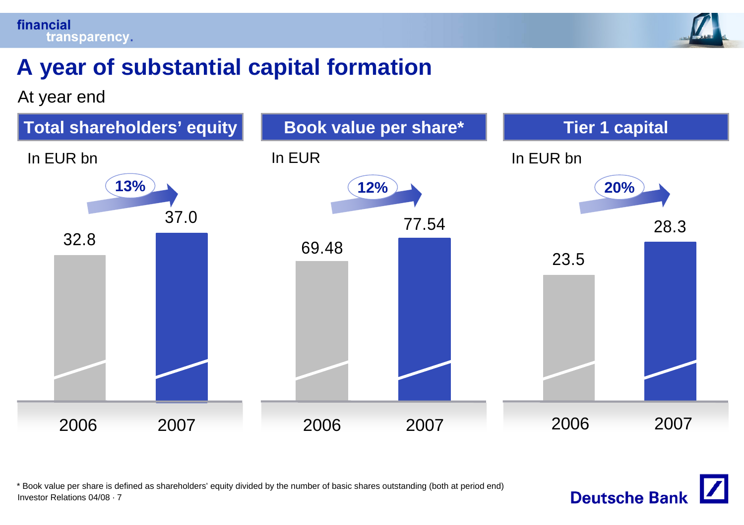# A year of substantial capital formation

At year end

## Total shareholders' equity

In EUR bn

| | 2006 | 2007 |
|---|---|---|
| Total shareholders' equity | 32.8 | 37.0 |

13%

## Book value per share*

In EUR

| | 2006 | 2007 |
|---|---|---|
| Book value per share* | 69.48 | 77.54 |

12%

## Tier 1 capital

In EUR bn

| | 2006 | 2007 |
|---|---|---|
| Tier 1 capital | 23.5 | 28.3 |

20%

* Book value per share is defined as shareholders' equity divided by the number of basic shares outstanding (both at period end)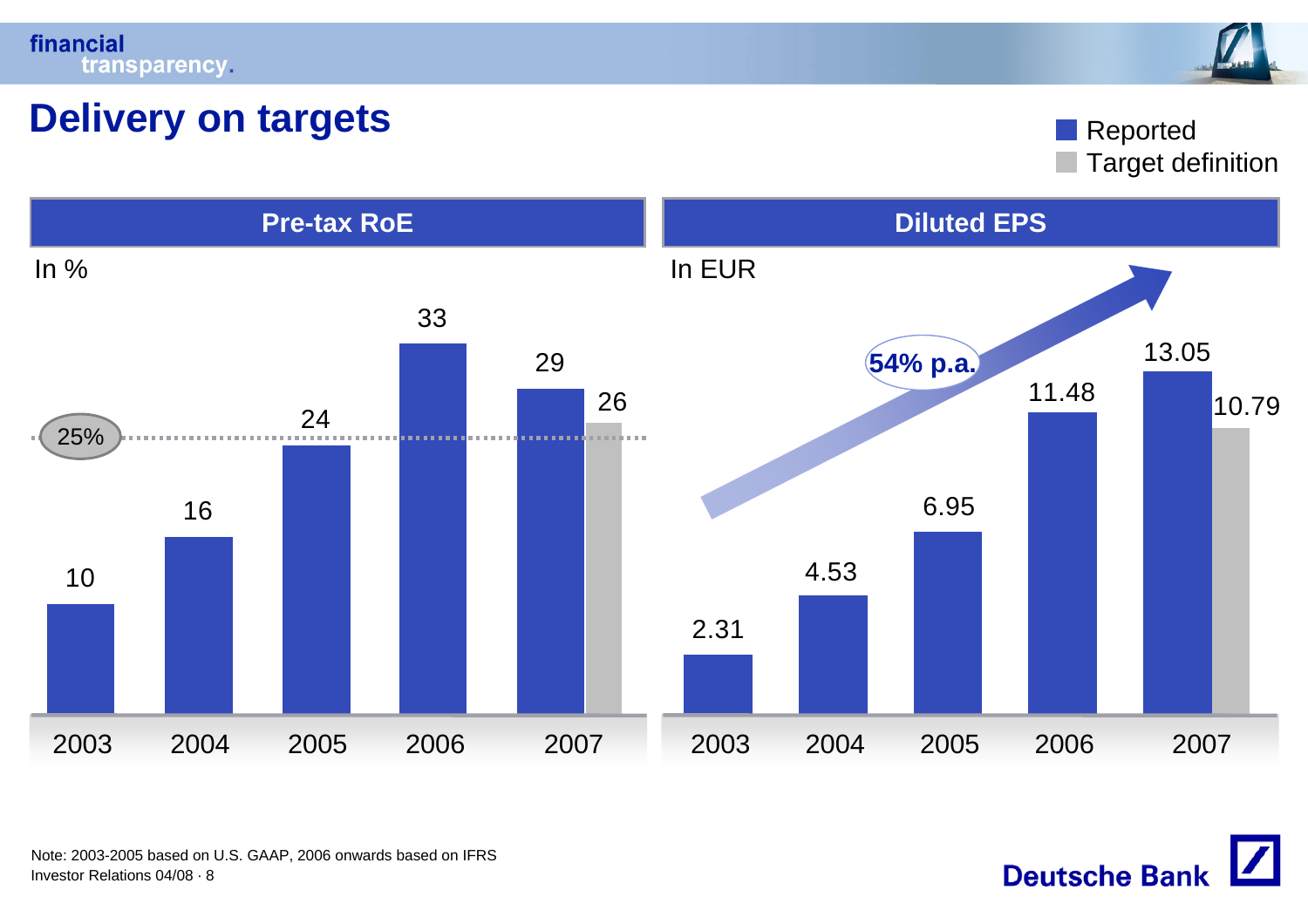# Delivery on targets

Reported | Target definition

## Pre-tax RoE

In %

| Year | Reported | Target definition |
|---|---|---|
| 2003 | 10 | |
| 2004 | 16 | |
| 2005 | 24 | |
| 2006 | 33 | |
| 2007 | 29 | 26 |

25%

## Diluted EPS

In EUR

| Year | Reported | Target definition |
|---|---|---|
| 2003 | 2.31 | |
| 2004 | 4.53 | |
| 2005 | 6.95 | |
| 2006 | 11.48 | |
| 2007 | 13.05 | 10.79 |

54% p.a.

Note: 2003-2005 based on U.S. GAAP, 2006 onwards based on IFRS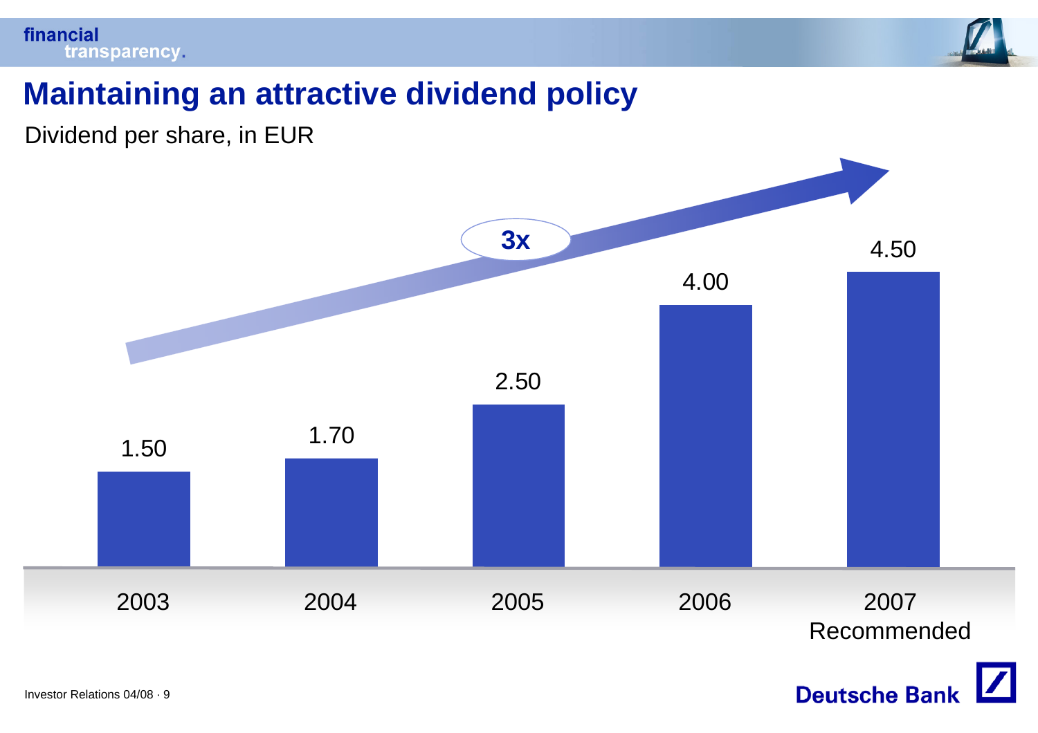# Maintaining an attractive dividend policy

Dividend per share, in EUR

| 2003 | 2004 | 2005 | 2006 | 2007 Recommended |
|---|---|---|---|---|
| 1.50 | 1.70 | 2.50 | 4.00 | 4.50 |

3x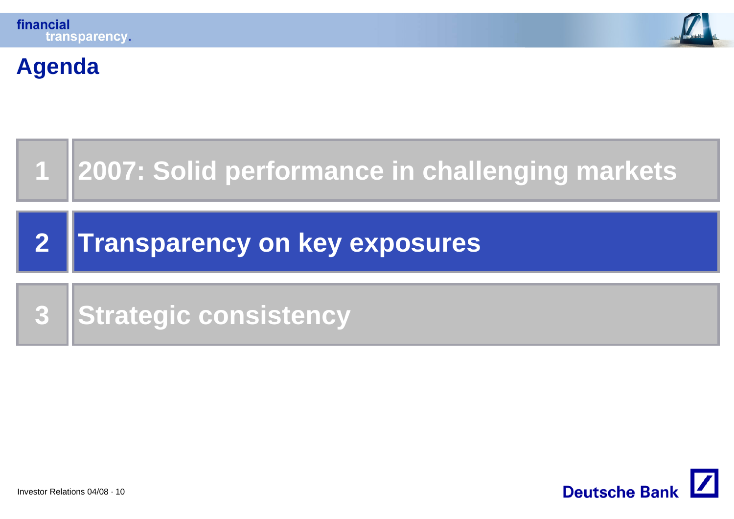# Agenda

1. 2007: Solid performance in challenging markets
2. **Transparency on key exposures**
3. Strategic consistency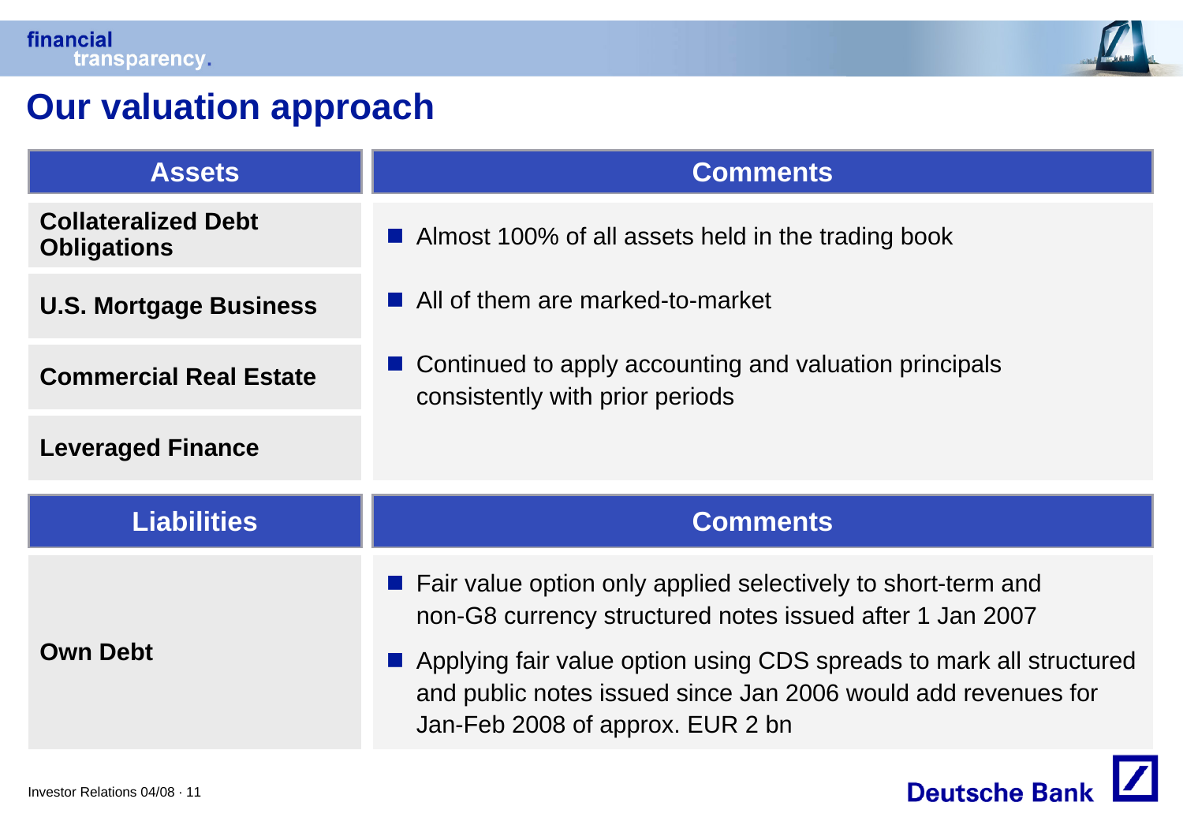# Our valuation approach

| Assets | Comments |
| --- | --- |
| Collateralized Debt Obligations | ■ Almost 100% of all assets held in the trading book |
| U.S. Mortgage Business | ■ All of them are marked-to-market |
| Commercial Real Estate | ■ Continued to apply accounting and valuation principals consistently with prior periods |
| Leveraged Finance | |

| Liabilities | Comments |
| --- | --- |
| Own Debt | ■ Fair value option only applied selectively to short-term and non-G8 currency structured notes issued after 1 Jan 2007<br>■ Applying fair value option using CDS spreads to mark all structured and public notes issued since Jan 2006 would add revenues for Jan-Feb 2008 of approx. EUR 2 bn |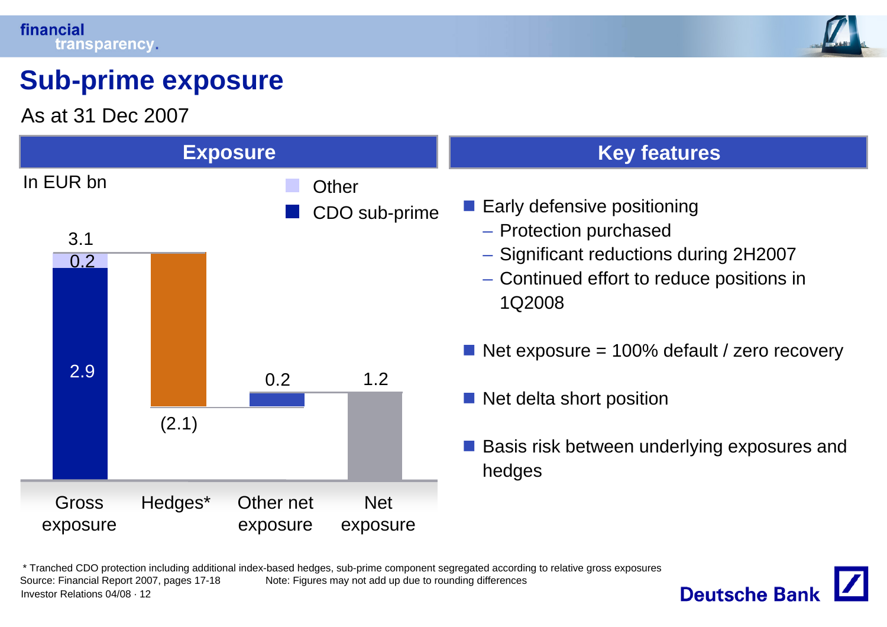# Sub-prime exposure

As at 31 Dec 2007

## Exposure

In EUR bn

| | Gross exposure | Hedges* | Other net exposure | Net exposure |
|---|---|---|---|---|
| CDO sub-prime | 2.9 | (2.1) | 0.2 | 1.2 |
| Other | 0.2 | | | |
| Total | 3.1 | | | |

## Key features

- Early defensive positioning
  - Protection purchased
  - Significant reductions during 2H2007
  - Continued effort to reduce positions in 1Q2008
- Net exposure = 100% default / zero recovery
- Net delta short position
- Basis risk between underlying exposures and hedges

\* Tranched CDO protection including additional index-based hedges, sub-prime component segregated according to relative gross exposures

Source: Financial Report 2007, pages 17-18 Note: Figures may not add up due to rounding differences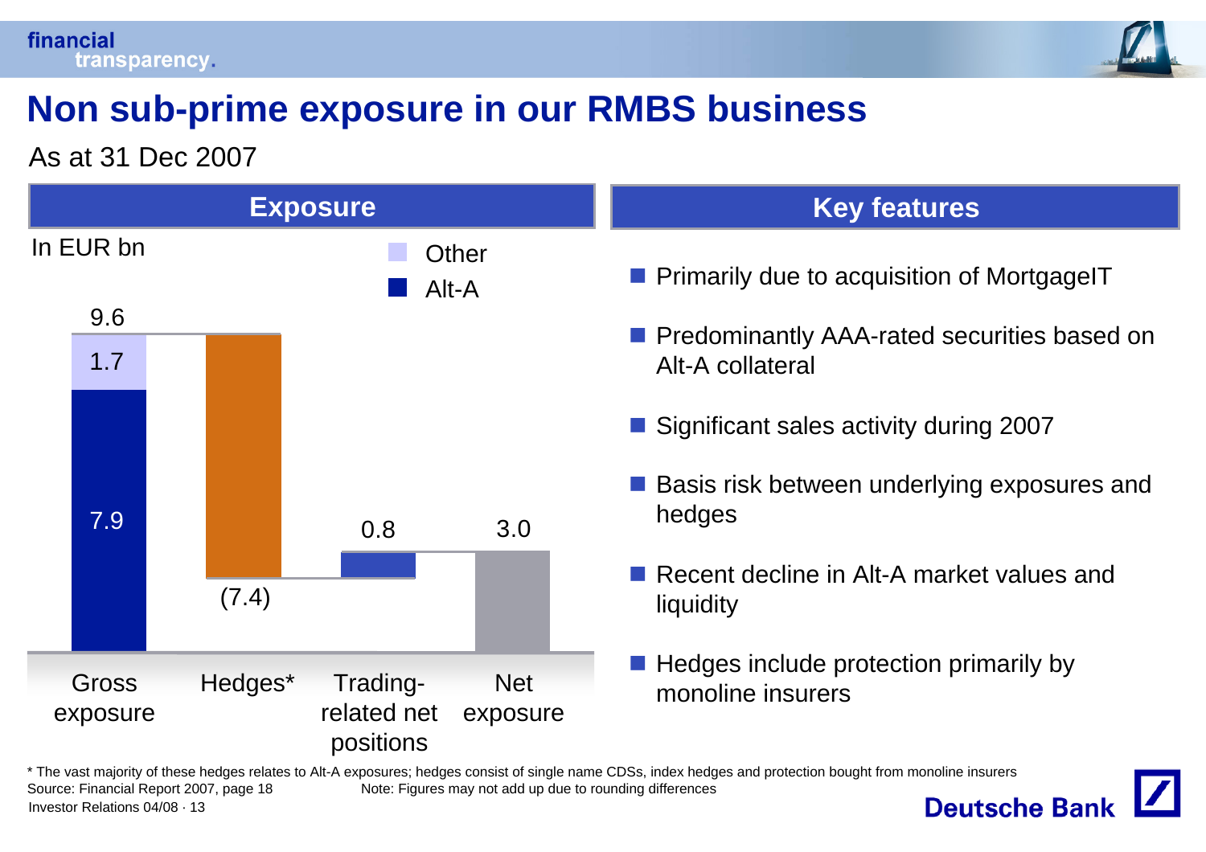# Non sub-prime exposure in our RMBS business

As at 31 Dec 2007

## Exposure

In EUR bn

| | Gross exposure | Hedges* | Trading-related net positions | Net exposure |
|---|---|---|---|---|
| Other | 1.7 | | | |
| Alt-A | 7.9 | | | |
| Total | 9.6 | (7.4) | 0.8 | 3.0 |

## Key features

- Primarily due to acquisition of MortgageIT
- Predominantly AAA-rated securities based on Alt-A collateral
- Significant sales activity during 2007
- Basis risk between underlying exposures and hedges
- Recent decline in Alt-A market values and liquidity
- Hedges include protection primarily by monoline insurers

* The vast majority of these hedges relates to Alt-A exposures; hedges consist of single name CDSs, index hedges and protection bought from monoline insurers

Source: Financial Report 2007, page 18

Note: Figures may not add up due to rounding differences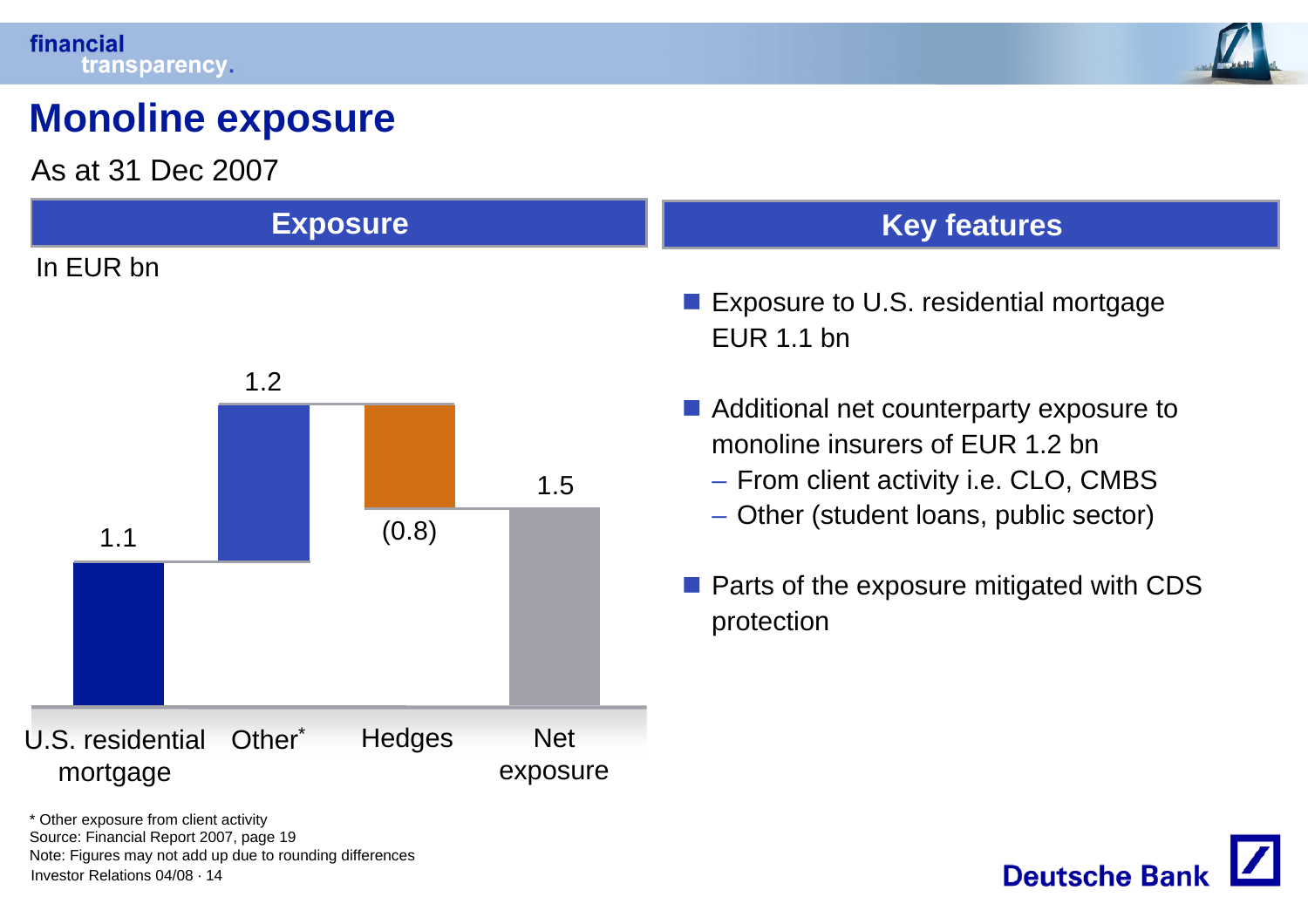# Monoline exposure

As at 31 Dec 2007

## Exposure

In EUR bn

| U.S. residential mortgage | Other* | Hedges | Net exposure |
|---|---|---|---|
| 1.1 | 1.2 | (0.8) | 1.5 |

## Key features

- Exposure to U.S. residential mortgage EUR 1.1 bn
- Additional net counterparty exposure to monoline insurers of EUR 1.2 bn
  - From client activity i.e. CLO, CMBS
  - Other (student loans, public sector)
- Parts of the exposure mitigated with CDS protection

\* Other exposure from client activity

Source: Financial Report 2007, page 19

Note: Figures may not add up due to rounding differences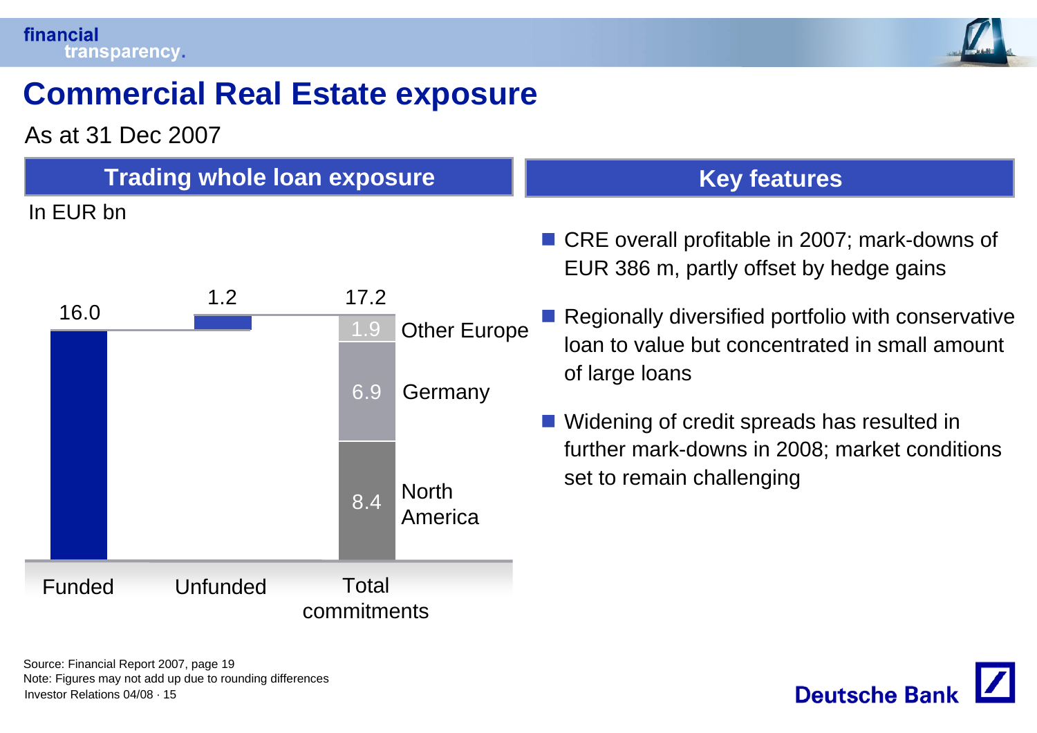# Commercial Real Estate exposure

As at 31 Dec 2007

## Trading whole loan exposure

In EUR bn

| | Funded | Unfunded | Total commitments |
|---|---|---|---|
| Total | 16.0 | 1.2 | 17.2 |
| Other Europe | | | 1.9 |
| Germany | | | 6.9 |
| North America | | | 8.4 |

## Key features

- CRE overall profitable in 2007; mark-downs of EUR 386 m, partly offset by hedge gains
- Regionally diversified portfolio with conservative loan to value but concentrated in small amount of large loans
- Widening of credit spreads has resulted in further mark-downs in 2008; market conditions set to remain challenging

Source: Financial Report 2007, page 19
Note: Figures may not add up due to rounding differences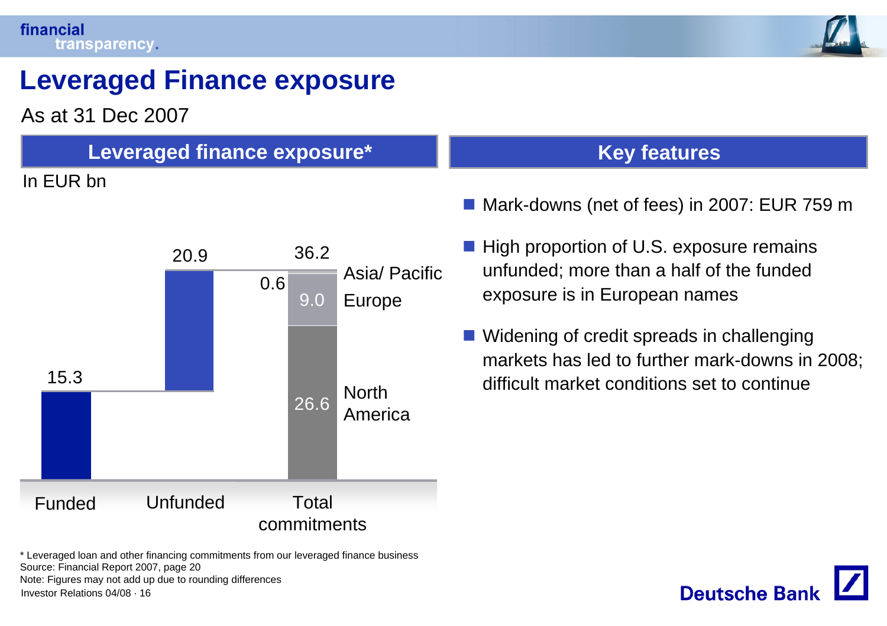# Leveraged Finance exposure

As at 31 Dec 2007

## Leveraged finance exposure*

In EUR bn

| | Funded | Unfunded | Total commitments |
|---|---|---|---|
| Total | 15.3 | 20.9 | 36.2 |
| Asia/ Pacific | | | 0.6 |
| Europe | | | 9.0 |
| North America | | | 26.6 |

## Key features

- Mark-downs (net of fees) in 2007: EUR 759 m
- High proportion of U.S. exposure remains unfunded; more than a half of the funded exposure is in European names
- Widening of credit spreads in challenging markets has led to further mark-downs in 2008; difficult market conditions set to continue

\* Leveraged loan and other financing commitments from our leveraged finance business
Source: Financial Report 2007, page 20
Note: Figures may not add up due to rounding differences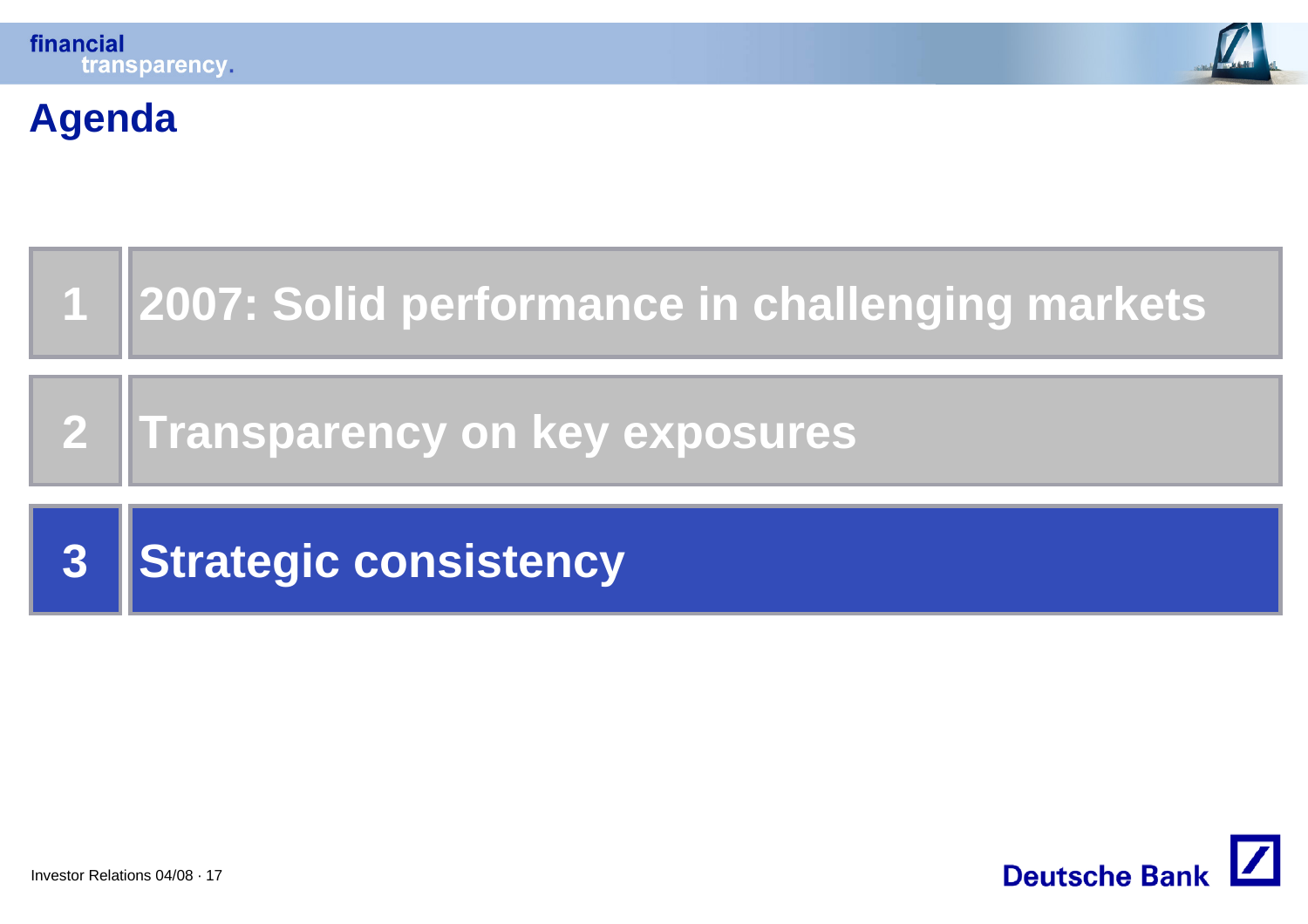# Agenda

1. 2007: Solid performance in challenging markets
2. Transparency on key exposures
3. **Strategic consistency**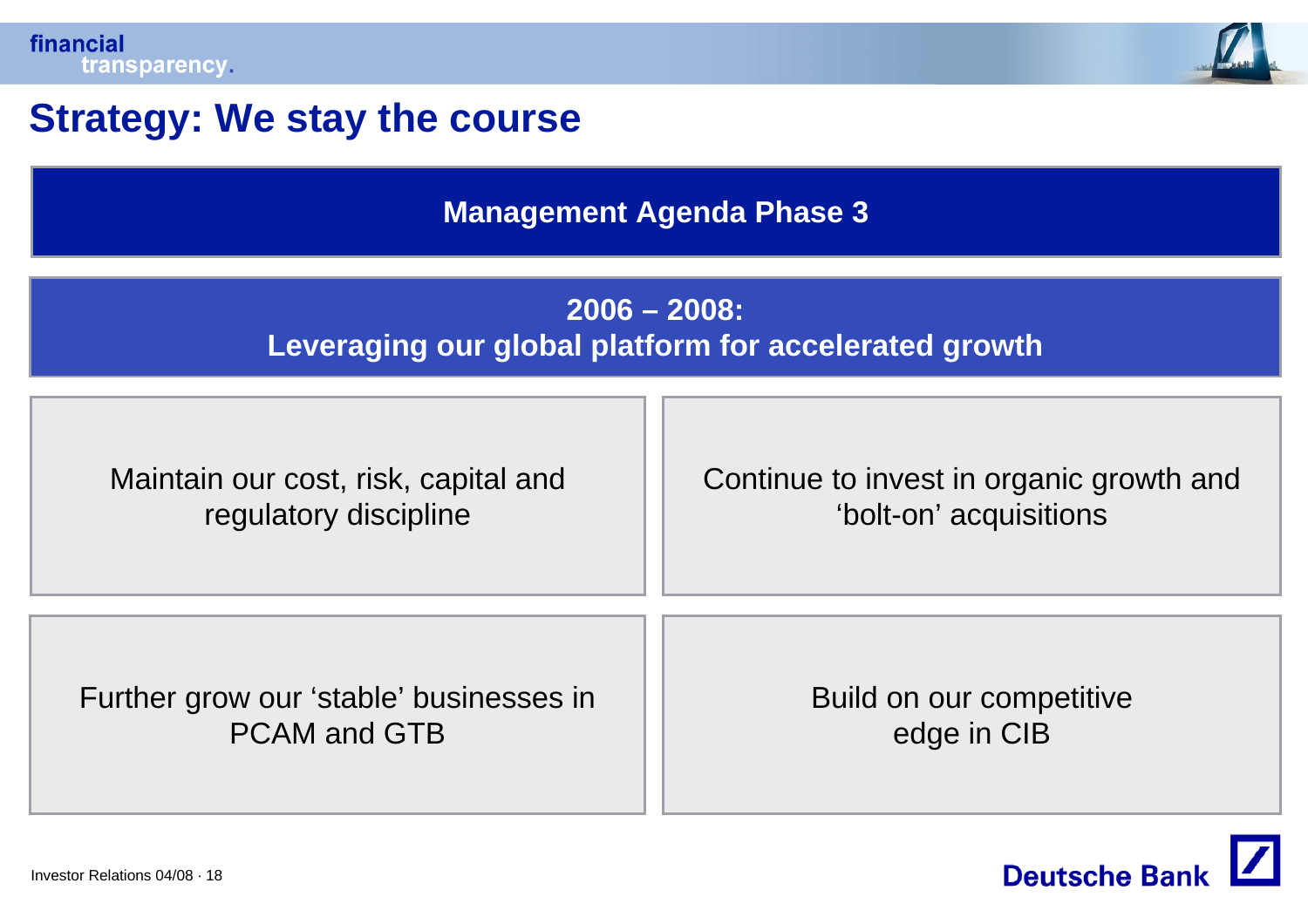# Strategy: We stay the course

## Management Agenda Phase 3

### 2006 – 2008:
### Leveraging our global platform for accelerated growth

Maintain our cost, risk, capital and regulatory discipline

Continue to invest in organic growth and ‘bolt-on’ acquisitions

Further grow our ‘stable’ businesses in PCAM and GTB

Build on our competitive edge in CIB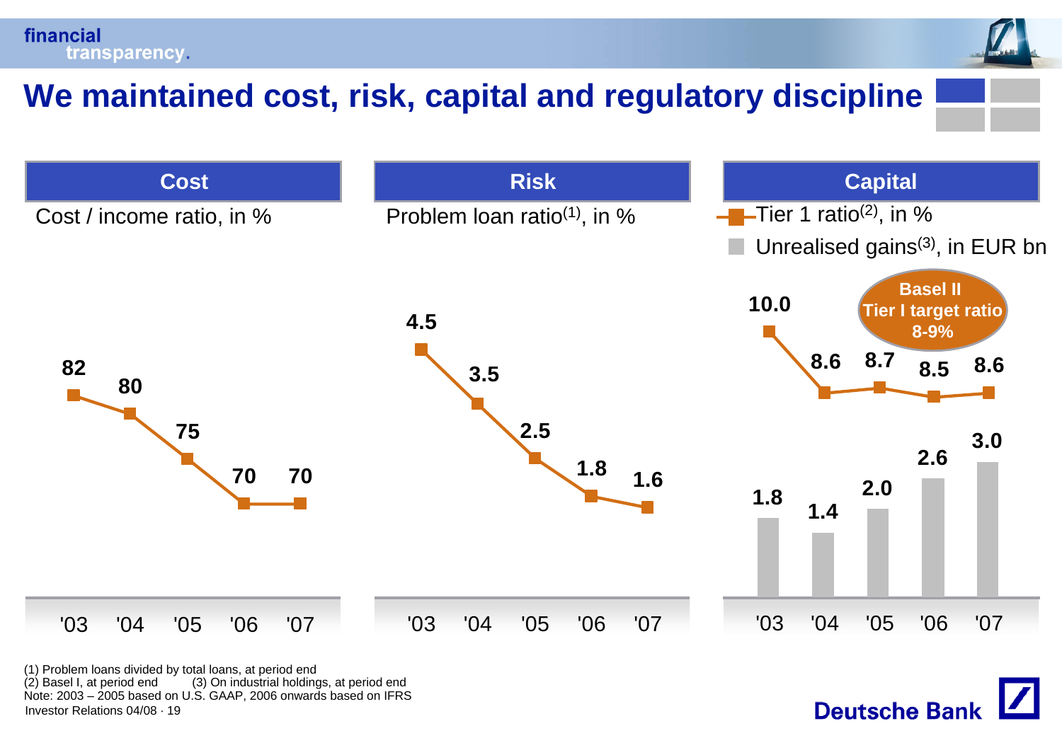# We maintained cost, risk, capital and regulatory discipline

## Cost

Cost / income ratio, in %

| '03 | '04 | '05 | '06 | '07 |
|---|---|---|---|---|
| 82 | 80 | 75 | 70 | 70 |

## Risk

Problem loan ratio[1], in %

| '03 | '04 | '05 | '06 | '07 |
|---|---|---|---|---|
| 4.5 | 3.5 | 2.5 | 1.8 | 1.6 |

## Capital

Tier 1 ratio[2], in %

Unrealised gains[3], in EUR bn

**Basel II Tier I target ratio 8-9%**

| | '03 | '04 | '05 | '06 | '07 |
|---|---|---|---|---|---|
| Tier 1 ratio, in % | 10.0 | 8.6 | 8.7 | 8.5 | 8.6 |
| Unrealised gains, in EUR bn | 1.8 | 1.4 | 2.0 | 2.6 | 3.0 |

(1) Problem loans divided by total loans, at period end
(2) Basel I, at period end (3) On industrial holdings, at period end
Note: 2003 – 2005 based on U.S. GAAP, 2006 onwards based on IFRS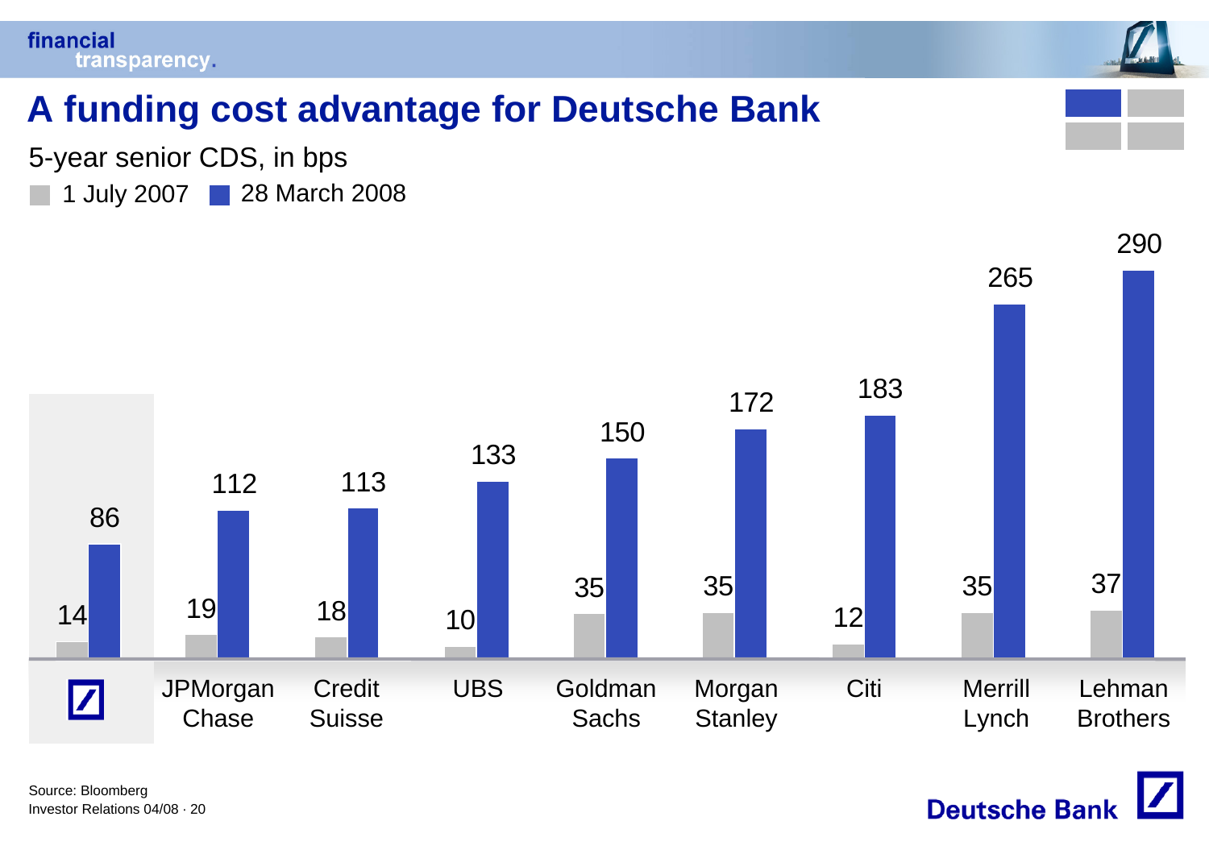# A funding cost advantage for Deutsche Bank

5-year senior CDS, in bps

| | 1 July 2007 | 28 March 2008 |
|---|---|---|
| Deutsche Bank | 14 | 86 |
| JPMorgan Chase | 19 | 112 |
| Credit Suisse | 18 | 113 |
| UBS | 10 | 133 |
| Goldman Sachs | 35 | 150 |
| Morgan Stanley | 35 | 172 |
| Citi | 12 | 183 |
| Merrill Lynch | 35 | 265 |
| Lehman Brothers | 37 | 290 |

Source: Bloomberg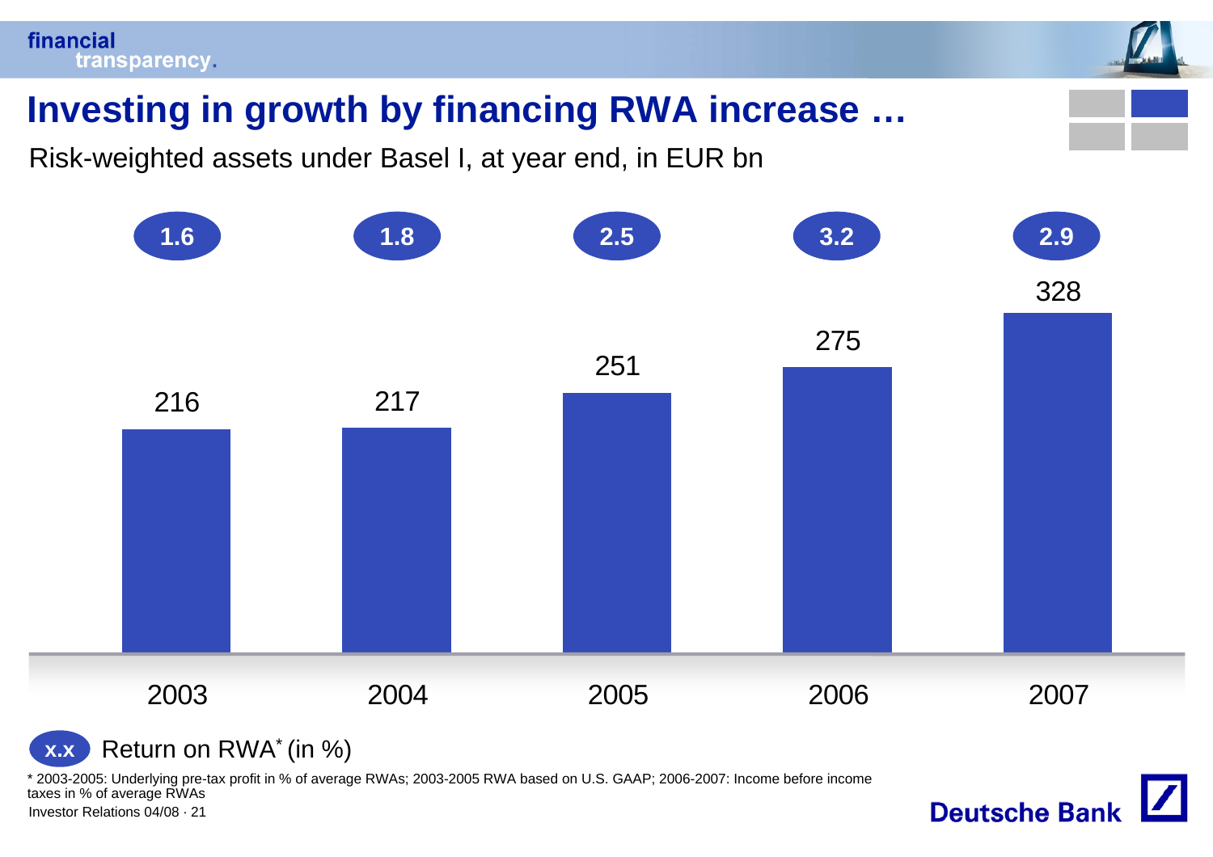# Investing in growth by financing RWA increase …

Risk-weighted assets under Basel I, at year end, in EUR bn

| | 2003 | 2004 | 2005 | 2006 | 2007 |
|---|---|---|---|---|---|
| Return on RWA* (in %) | 1.6 | 1.8 | 2.5 | 3.2 | 2.9 |
| RWA (EUR bn) | 216 | 217 | 251 | 275 | 328 |

x.x Return on RWA* (in %)

\* 2003-2005: Underlying pre-tax profit in % of average RWAs; 2003-2005 RWA based on U.S. GAAP; 2006-2007: Income before income taxes in % of average RWAs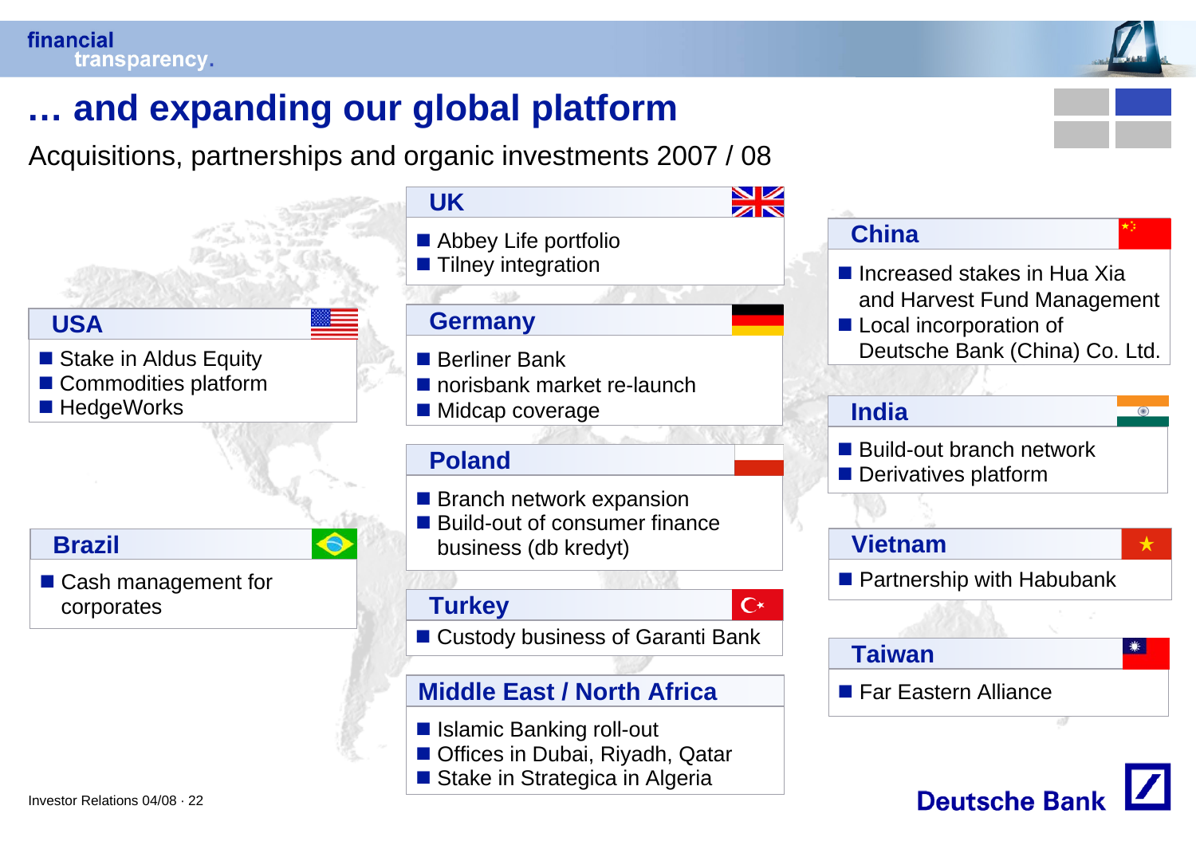# … and expanding our global platform

Acquisitions, partnerships and organic investments 2007 / 08

### USA

- Stake in Aldus Equity
- Commodities platform
- HedgeWorks

### Brazil

- Cash management for corporates

### UK

- Abbey Life portfolio
- Tilney integration

### Germany

- Berliner Bank
- norisbank market re-launch
- Midcap coverage

### Poland

- Branch network expansion
- Build-out of consumer finance business (db kredyt)

### Turkey

- Custody business of Garanti Bank

### Middle East / North Africa

- Islamic Banking roll-out
- Offices in Dubai, Riyadh, Qatar
- Stake in Strategica in Algeria

### China

- Increased stakes in Hua Xia and Harvest Fund Management
- Local incorporation of Deutsche Bank (China) Co. Ltd.

### India

- Build-out branch network
- Derivatives platform

### Vietnam

- Partnership with Habubank

### Taiwan

- Far Eastern Alliance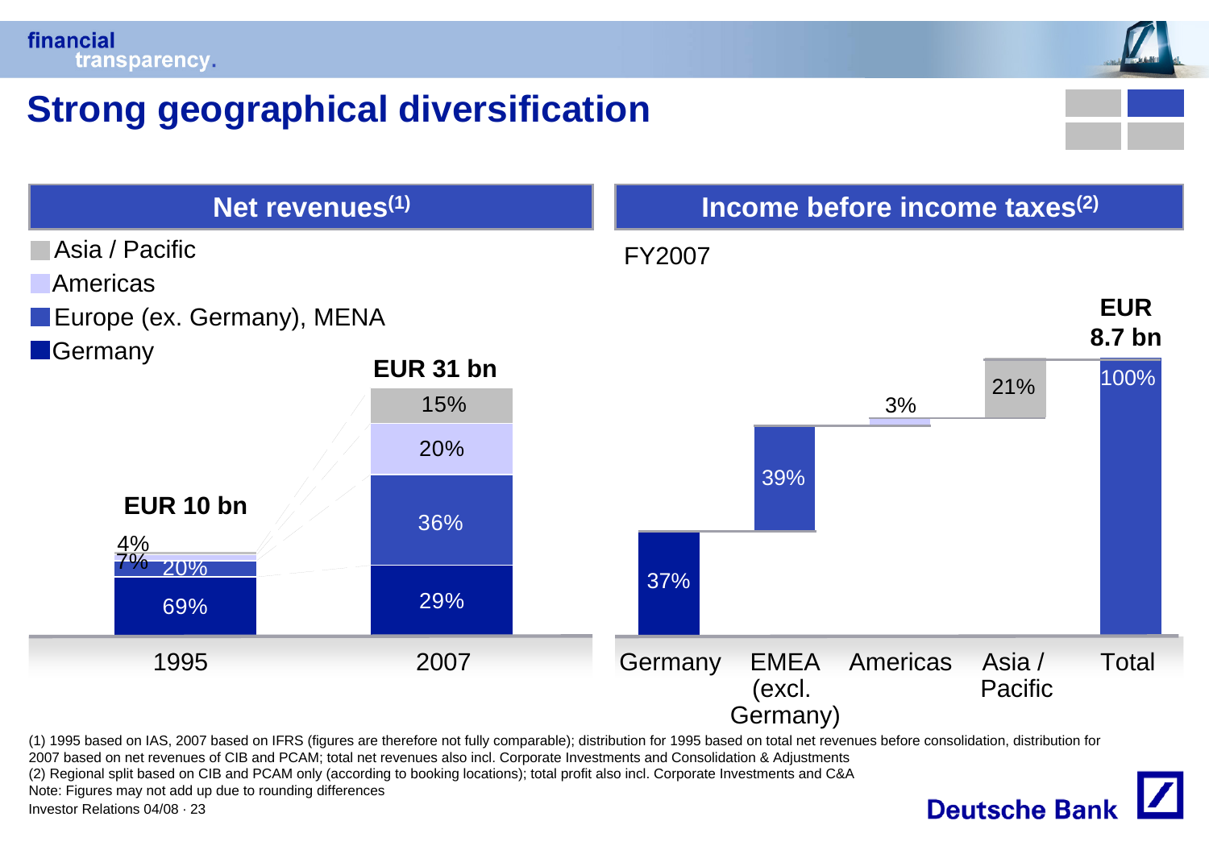# Strong geographical diversification

## Net revenues[1]

| | 1995 | 2007 |
|---|---|---|
| Asia / Pacific | 4% | 15% |
| Americas | 7% | 20% |
| Europe (ex. Germany), MENA | 20% | 36% |
| Germany | 69% | 29% |
| **Total** | **EUR 10 bn** | **EUR 31 bn** |

## Income before income taxes[2]

FY2007

| Germany | EMEA (excl. Germany) | Americas | Asia / Pacific | Total |
|---|---|---|---|---|
| 37% | 39% | 3% | 21% | 100% (**EUR 8.7 bn**) |

(1) 1995 based on IAS, 2007 based on IFRS (figures are therefore not fully comparable); distribution for 1995 based on total net revenues before consolidation, distribution for 2007 based on net revenues of CIB and PCAM; total net revenues also incl. Corporate Investments and Consolidation & Adjustments

(2) Regional split based on CIB and PCAM only (according to booking locations); total profit also incl. Corporate Investments and C&A

Note: Figures may not add up due to rounding differences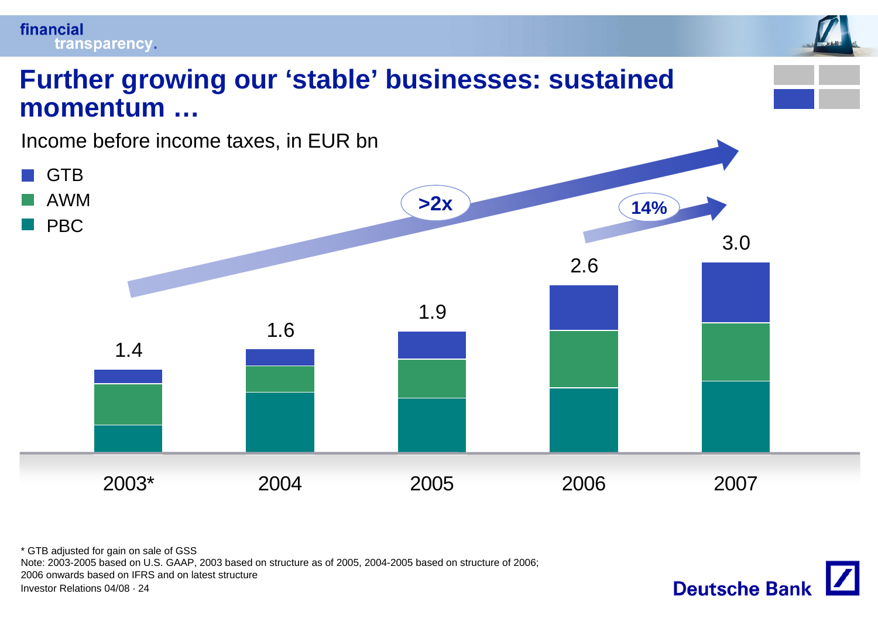# Further growing our 'stable' businesses: sustained momentum …

Income before income taxes, in EUR bn

- GTB
- AWM
- PBC

| | 2003* | 2004 | 2005 | 2006 | 2007 |
|---|---|---|---|---|---|
| Total | 1.4 | 1.6 | 1.9 | 2.6 | 3.0 |

>2x

14%

\* GTB adjusted for gain on sale of GSS

Note: 2003-2005 based on U.S. GAAP, 2003 based on structure as of 2005, 2004-2005 based on structure of 2006; 2006 onwards based on IFRS and on latest structure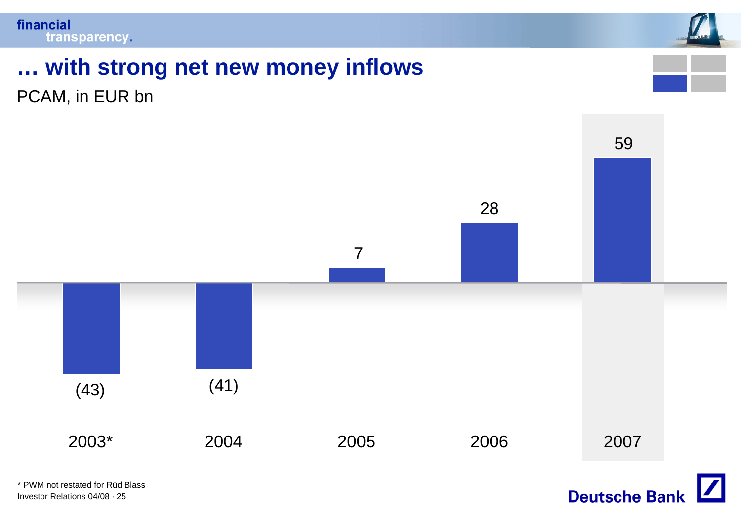# … with strong net new money inflows

PCAM, in EUR bn

| 2003* | 2004 | 2005 | 2006 | 2007 |
|---|---|---|---|---|
| (43) | (41) | 7 | 28 | 59 |

* PWM not restated for Rüd Blass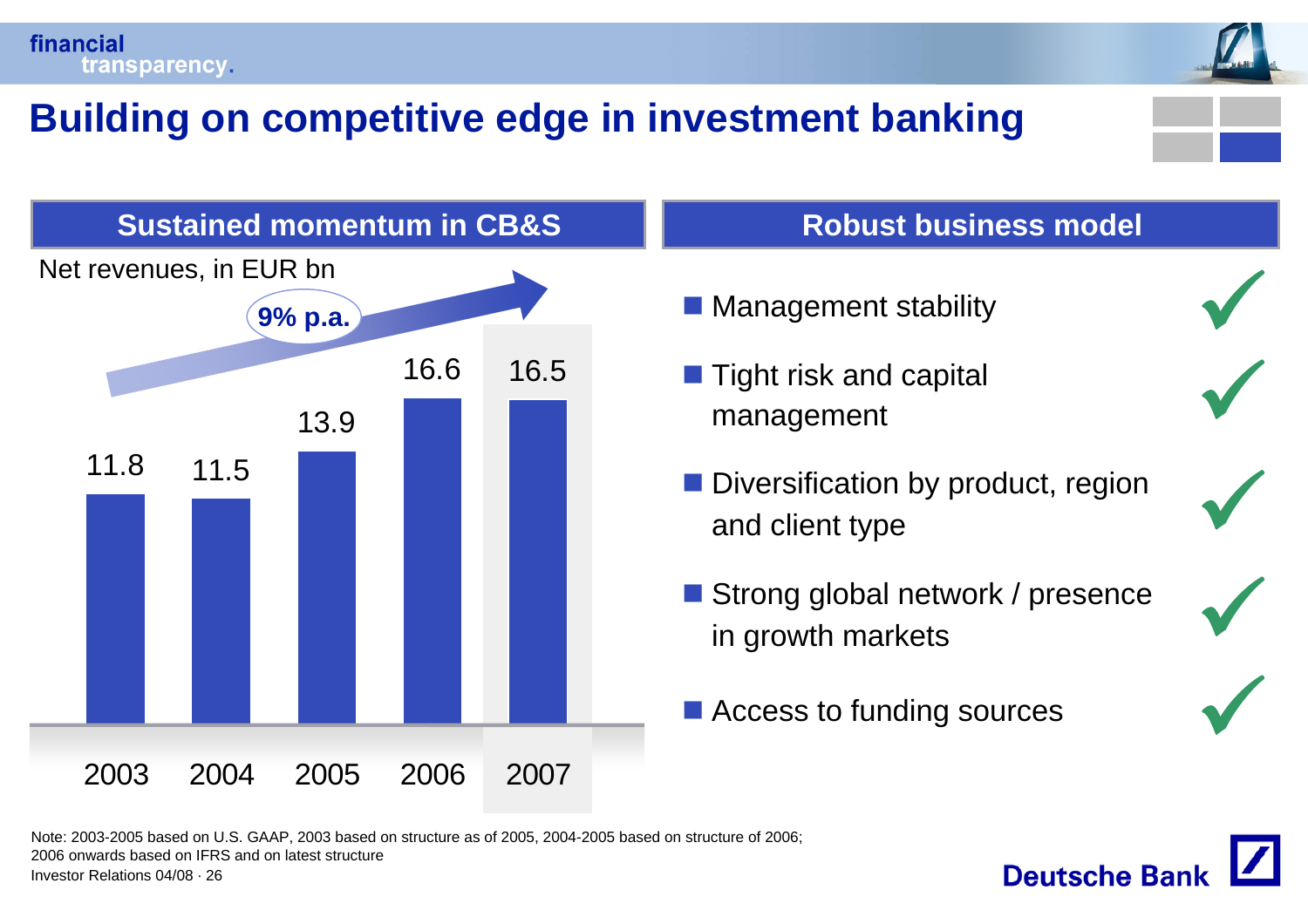# Building on competitive edge in investment banking

## Sustained momentum in CB&S

Net revenues, in EUR bn

9% p.a.

| 2003 | 2004 | 2005 | 2006 | 2007 |
|---|---|---|---|---|
| 11.8 | 11.5 | 13.9 | 16.6 | 16.5 |

## Robust business model

- Management stability ✓
- Tight risk and capital management ✓
- Diversification by product, region and client type ✓
- Strong global network / presence in growth markets ✓
- Access to funding sources ✓

Note: 2003-2005 based on U.S. GAAP, 2003 based on structure as of 2005, 2004-2005 based on structure of 2006; 2006 onwards based on IFRS and on latest structure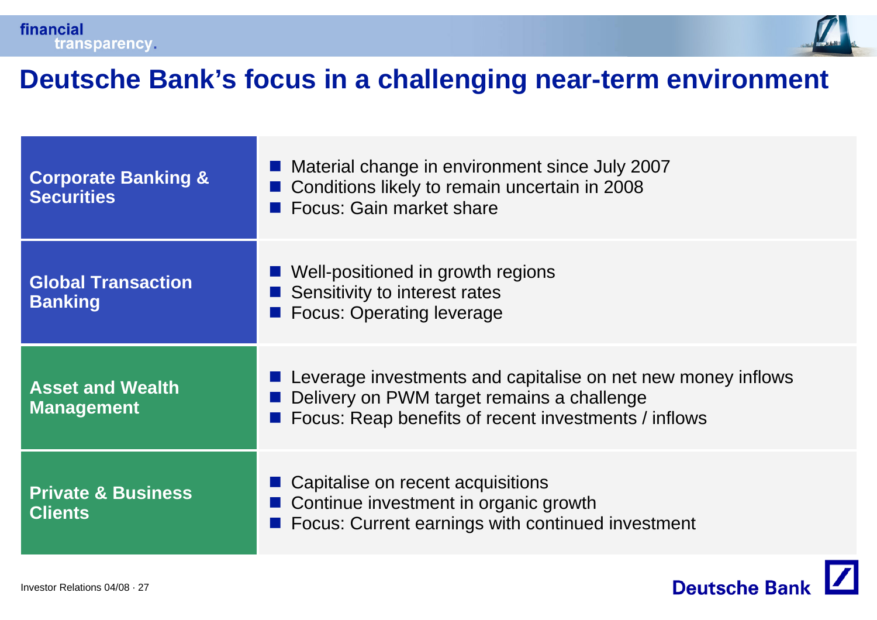# Deutsche Bank's focus in a challenging near-term environment

| | |
|---|---|
| **Corporate Banking & Securities** | ■ Material change in environment since July 2007<br>■ Conditions likely to remain uncertain in 2008<br>■ Focus: Gain market share |
| **Global Transaction Banking** | ■ Well-positioned in growth regions<br>■ Sensitivity to interest rates<br>■ Focus: Operating leverage |
| **Asset and Wealth Management** | ■ Leverage investments and capitalise on net new money inflows<br>■ Delivery on PWM target remains a challenge<br>■ Focus: Reap benefits of recent investments / inflows |
| **Private & Business Clients** | ■ Capitalise on recent acquisitions<br>■ Continue investment in organic growth<br>■ Focus: Current earnings with continued investment |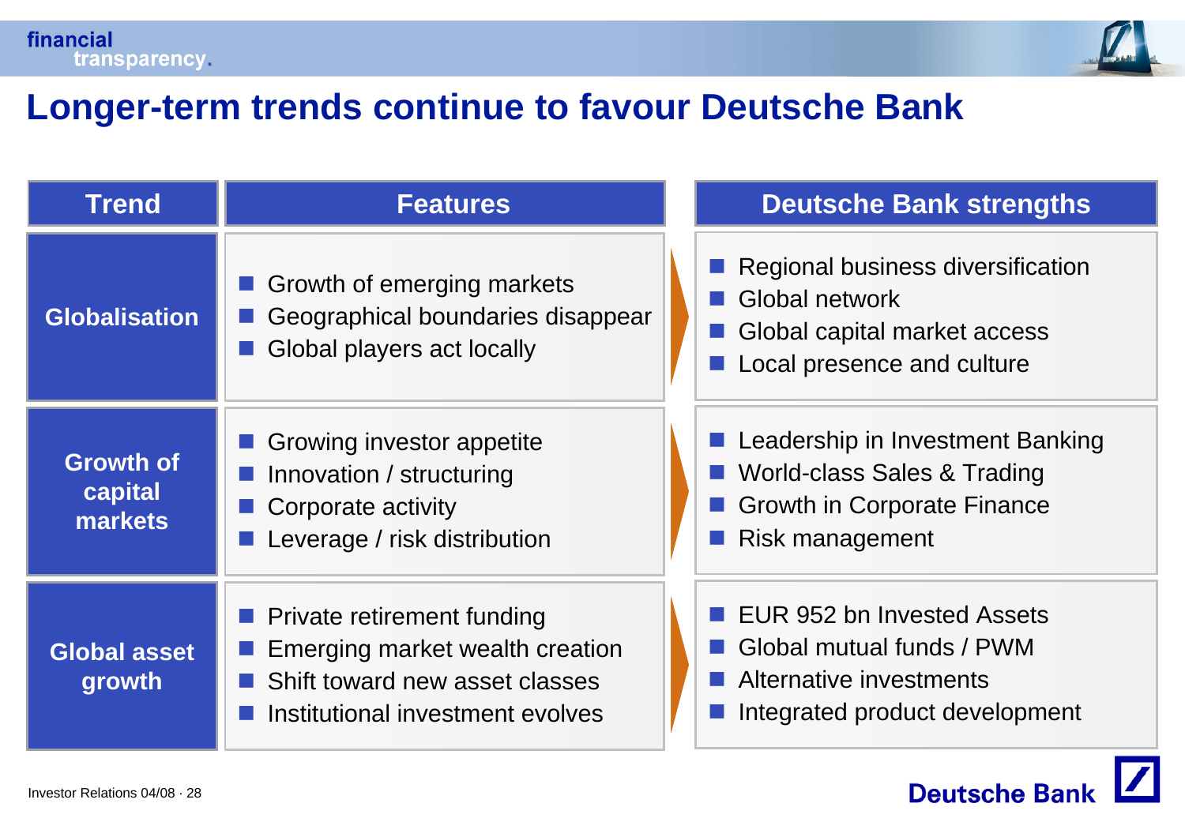# Longer-term trends continue to favour Deutsche Bank

| Trend | Features | Deutsche Bank strengths |
|---|---|---|
| **Globalisation** | ■ Growth of emerging markets<br>■ Geographical boundaries disappear<br>■ Global players act locally | ■ Regional business diversification<br>■ Global network<br>■ Global capital market access<br>■ Local presence and culture |
| **Growth of capital markets** | ■ Growing investor appetite<br>■ Innovation / structuring<br>■ Corporate activity<br>■ Leverage / risk distribution | ■ Leadership in Investment Banking<br>■ World-class Sales & Trading<br>■ Growth in Corporate Finance<br>■ Risk management |
| **Global asset growth** | ■ Private retirement funding<br>■ Emerging market wealth creation<br>■ Shift toward new asset classes<br>■ Institutional investment evolves | ■ EUR 952 bn Invested Assets<br>■ Global mutual funds / PWM<br>■ Alternative investments<br>■ Integrated product development |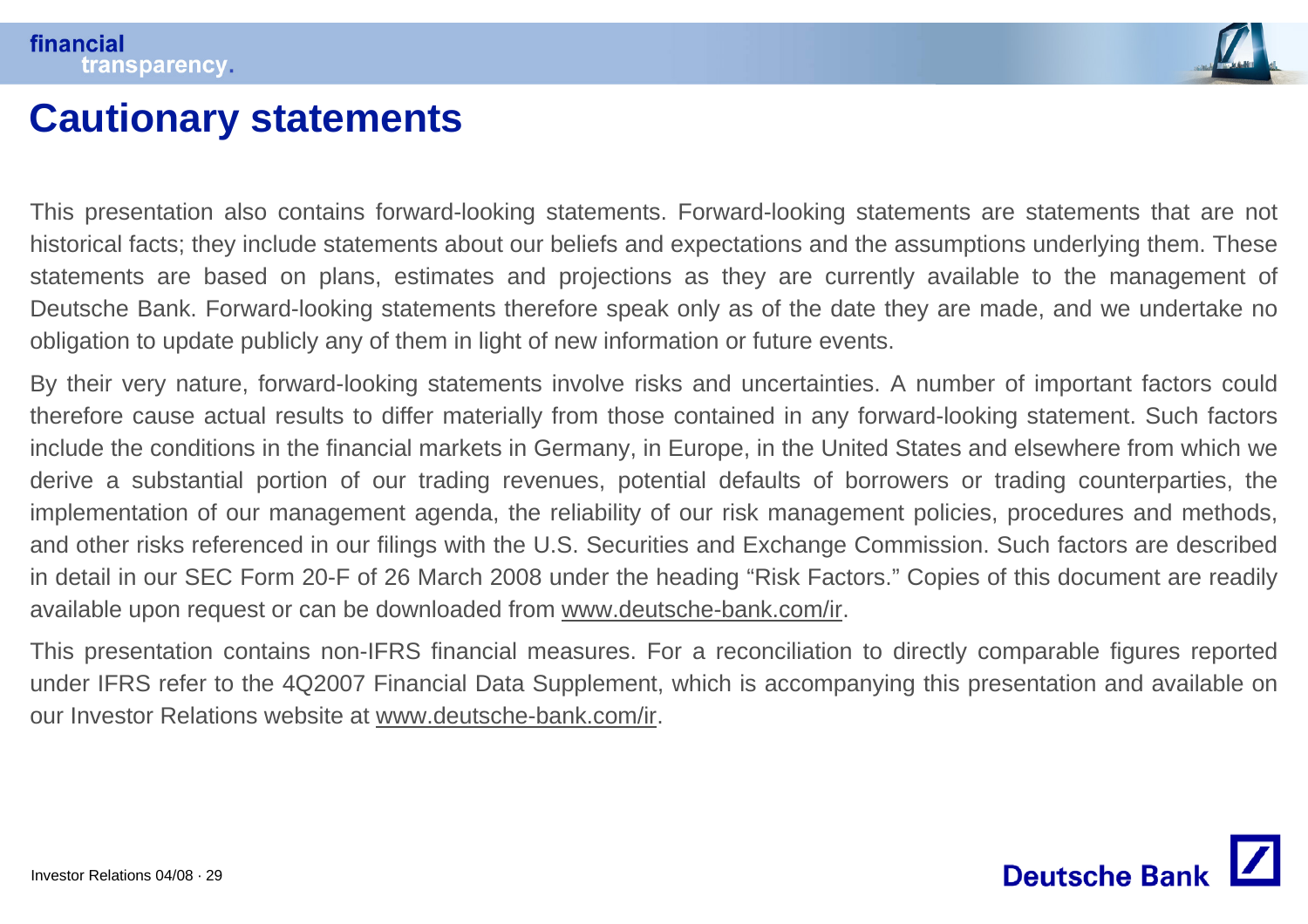# Cautionary statements

This presentation also contains forward-looking statements. Forward-looking statements are statements that are not historical facts; they include statements about our beliefs and expectations and the assumptions underlying them. These statements are based on plans, estimates and projections as they are currently available to the management of Deutsche Bank. Forward-looking statements therefore speak only as of the date they are made, and we undertake no obligation to update publicly any of them in light of new information or future events.

By their very nature, forward-looking statements involve risks and uncertainties. A number of important factors could therefore cause actual results to differ materially from those contained in any forward-looking statement. Such factors include the conditions in the financial markets in Germany, in Europe, in the United States and elsewhere from which we derive a substantial portion of our trading revenues, potential defaults of borrowers or trading counterparties, the implementation of our management agenda, the reliability of our risk management policies, procedures and methods, and other risks referenced in our filings with the U.S. Securities and Exchange Commission. Such factors are described in detail in our SEC Form 20-F of 26 March 2008 under the heading “Risk Factors.” Copies of this document are readily available upon request or can be downloaded from www.deutsche-bank.com/ir.

This presentation contains non-IFRS financial measures. For a reconciliation to directly comparable figures reported under IFRS refer to the 4Q2007 Financial Data Supplement, which is accompanying this presentation and available on our Investor Relations website at www.deutsche-bank.com/ir.